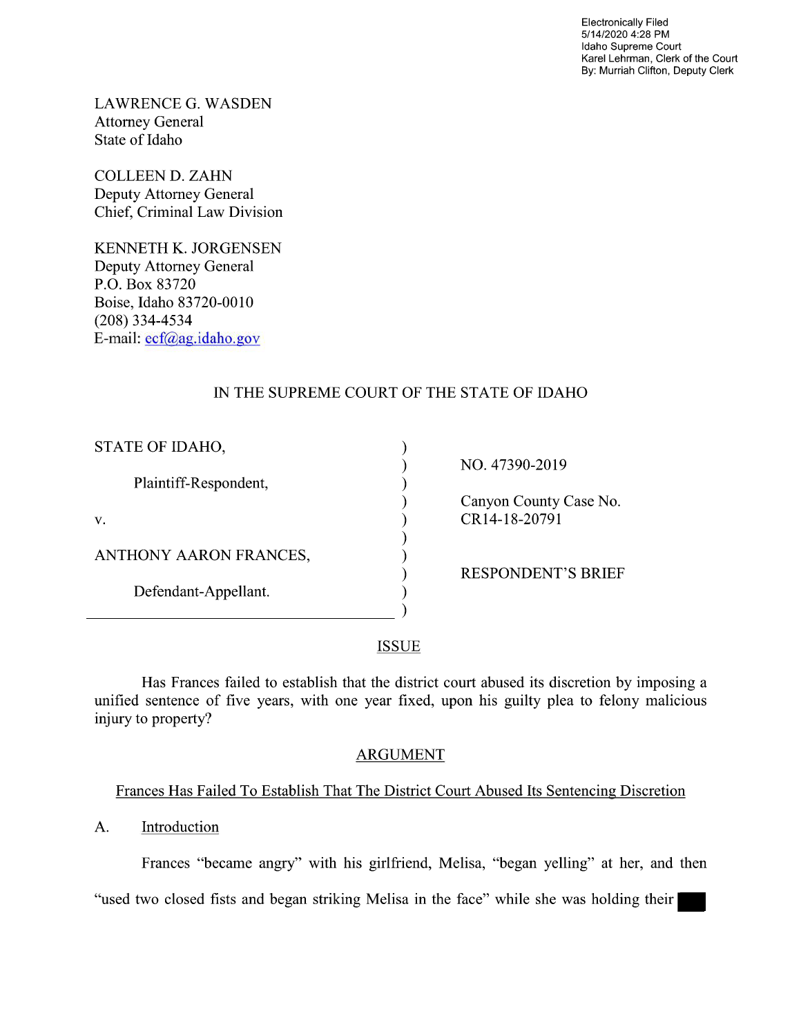Electronically Filed
5/14/2020 4:28 PM
Idaho Supreme Court
Karel Lehrman, Clerk of the Court
By: Murriah Clifton, Deputy Clerk

LAWRENCE G. WASDEN
Attorney General
State of Idaho

COLLEEN D. ZAHN
Deputy Attorney General
Chief, Criminal Law Division

KENNETH K. JORGENSEN
Deputy Attorney General
P.O. Box 83720
Boise, Idaho 83720-0010
(208) 334-4534
E-mail: ecf@ag.idaho.gov

IN THE SUPREME COURT OF THE STATE OF IDAHO

| | |
|---|---|
| STATE OF IDAHO,<br><br>Plaintiff-Respondent,<br><br>v.<br><br>ANTHONY AARON FRANCES,<br><br>Defendant-Appellant. | NO. 47390-2019<br><br>Canyon County Case No. CR14-18-20791<br><br>RESPONDENT'S BRIEF |

## ISSUE

Has Frances failed to establish that the district court abused its discretion by imposing a unified sentence of five years, with one year fixed, upon his guilty plea to felony malicious injury to property?

## ARGUMENT

### Frances Has Failed To Establish That The District Court Abused Its Sentencing Discretion

A. Introduction

Frances "became angry" with his girlfriend, Melisa, "began yelling" at her, and then "used two closed fists and began striking Melisa in the face" while she was holding their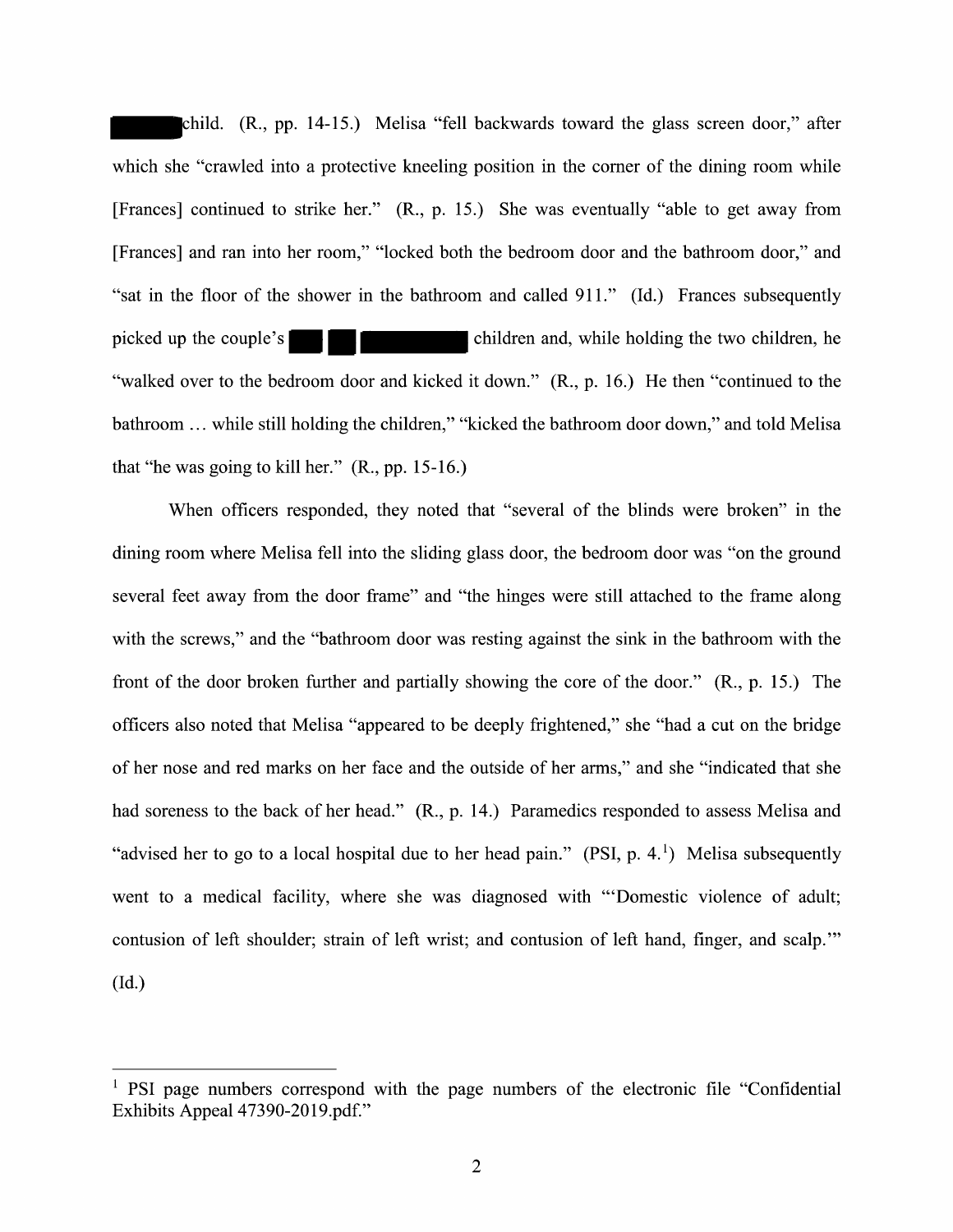child. (R., pp. 14-15.) Melisa "fell backwards toward the glass screen door," after which she "crawled into a protective kneeling position in the corner of the dining room while [Frances] continued to strike her." (R., p. 15.) She was eventually "able to get away from [Frances] and ran into her room," "locked both the bedroom door and the bathroom door," and "sat in the floor of the shower in the bathroom and called 911." (Id.) Frances subsequently picked up the couple's children and, while holding the two children, he "walked over to the bedroom door and kicked it down." (R., p. 16.) He then "continued to the bathroom … while still holding the children," "kicked the bathroom door down," and told Melisa that "he was going to kill her." (R., pp. 15-16.)

When officers responded, they noted that "several of the blinds were broken" in the dining room where Melisa fell into the sliding glass door, the bedroom door was "on the ground several feet away from the door frame" and "the hinges were still attached to the frame along with the screws," and the "bathroom door was resting against the sink in the bathroom with the front of the door broken further and partially showing the core of the door." (R., p. 15.) The officers also noted that Melisa "appeared to be deeply frightened," she "had a cut on the bridge of her nose and red marks on her face and the outside of her arms," and she "indicated that she had soreness to the back of her head." (R., p. 14.) Paramedics responded to assess Melisa and "advised her to go to a local hospital due to her head pain." (PSI, p. 4.[1]) Melisa subsequently went to a medical facility, where she was diagnosed with "'Domestic violence of adult; contusion of left shoulder; strain of left wrist; and contusion of left hand, finger, and scalp.'" (Id.)

---

[1] PSI page numbers correspond with the page numbers of the electronic file "Confidential Exhibits Appeal 47390-2019.pdf."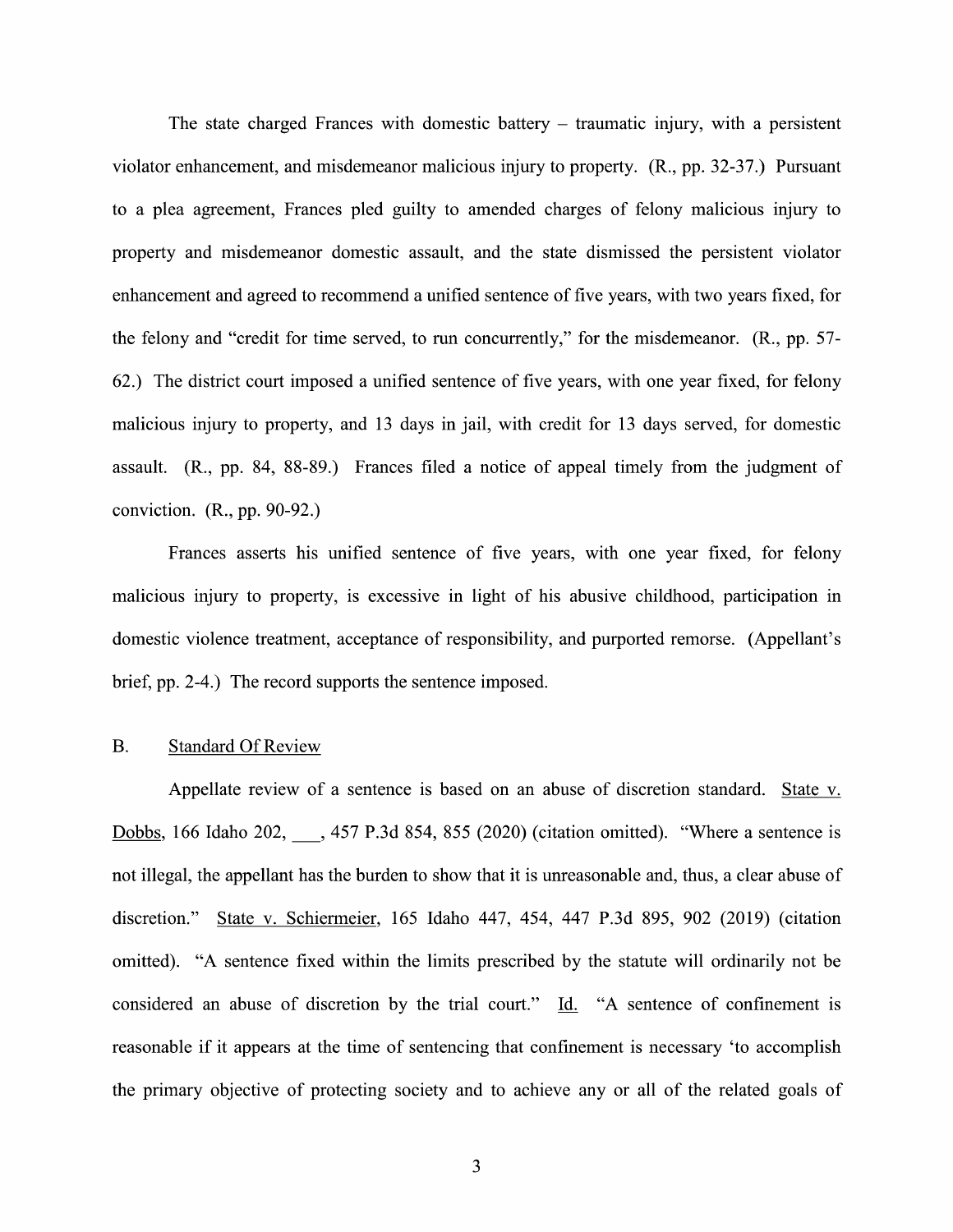The state charged Frances with domestic battery – traumatic injury, with a persistent violator enhancement, and misdemeanor malicious injury to property. (R., pp. 32-37.) Pursuant to a plea agreement, Frances pled guilty to amended charges of felony malicious injury to property and misdemeanor domestic assault, and the state dismissed the persistent violator enhancement and agreed to recommend a unified sentence of five years, with two years fixed, for the felony and "credit for time served, to run concurrently," for the misdemeanor. (R., pp. 57-62.) The district court imposed a unified sentence of five years, with one year fixed, for felony malicious injury to property, and 13 days in jail, with credit for 13 days served, for domestic assault. (R., pp. 84, 88-89.) Frances filed a notice of appeal timely from the judgment of conviction. (R., pp. 90-92.)

Frances asserts his unified sentence of five years, with one year fixed, for felony malicious injury to property, is excessive in light of his abusive childhood, participation in domestic violence treatment, acceptance of responsibility, and purported remorse. (Appellant's brief, pp. 2-4.) The record supports the sentence imposed.

## B. Standard Of Review

Appellate review of a sentence is based on an abuse of discretion standard. State v. Dobbs, 166 Idaho 202, \_\_\_, 457 P.3d 854, 855 (2020) (citation omitted). "Where a sentence is not illegal, the appellant has the burden to show that it is unreasonable and, thus, a clear abuse of discretion." State v. Schiermeier, 165 Idaho 447, 454, 447 P.3d 895, 902 (2019) (citation omitted). "A sentence fixed within the limits prescribed by the statute will ordinarily not be considered an abuse of discretion by the trial court." Id. "A sentence of confinement is reasonable if it appears at the time of sentencing that confinement is necessary 'to accomplish the primary objective of protecting society and to achieve any or all of the related goals of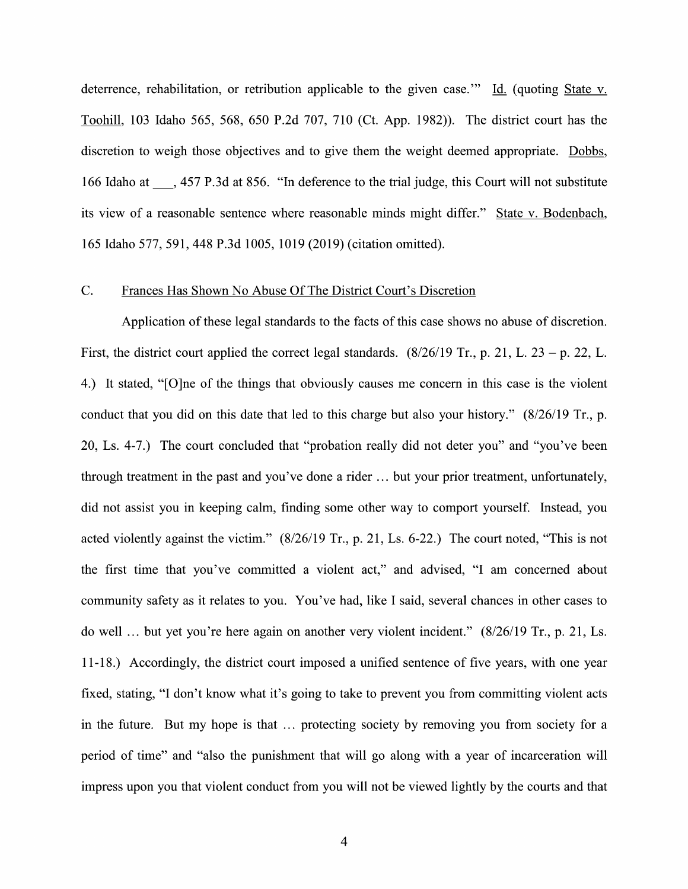deterrence, rehabilitation, or retribution applicable to the given case.'" Id. (quoting State v. Toohill, 103 Idaho 565, 568, 650 P.2d 707, 710 (Ct. App. 1982)). The district court has the discretion to weigh those objectives and to give them the weight deemed appropriate. Dobbs, 166 Idaho at ___, 457 P.3d at 856. "In deference to the trial judge, this Court will not substitute its view of a reasonable sentence where reasonable minds might differ." State v. Bodenbach, 165 Idaho 577, 591, 448 P.3d 1005, 1019 (2019) (citation omitted).

### C. Frances Has Shown No Abuse Of The District Court's Discretion

Application of these legal standards to the facts of this case shows no abuse of discretion. First, the district court applied the correct legal standards. (8/26/19 Tr., p. 21, L. 23 – p. 22, L. 4.) It stated, "[O]ne of the things that obviously causes me concern in this case is the violent conduct that you did on this date that led to this charge but also your history." (8/26/19 Tr., p. 20, Ls. 4-7.) The court concluded that "probation really did not deter you" and "you've been through treatment in the past and you've done a rider … but your prior treatment, unfortunately, did not assist you in keeping calm, finding some other way to comport yourself. Instead, you acted violently against the victim." (8/26/19 Tr., p. 21, Ls. 6-22.) The court noted, "This is not the first time that you've committed a violent act," and advised, "I am concerned about community safety as it relates to you. You've had, like I said, several chances in other cases to do well … but yet you're here again on another very violent incident." (8/26/19 Tr., p. 21, Ls. 11-18.) Accordingly, the district court imposed a unified sentence of five years, with one year fixed, stating, "I don't know what it's going to take to prevent you from committing violent acts in the future. But my hope is that … protecting society by removing you from society for a period of time" and "also the punishment that will go along with a year of incarceration will impress upon you that violent conduct from you will not be viewed lightly by the courts and that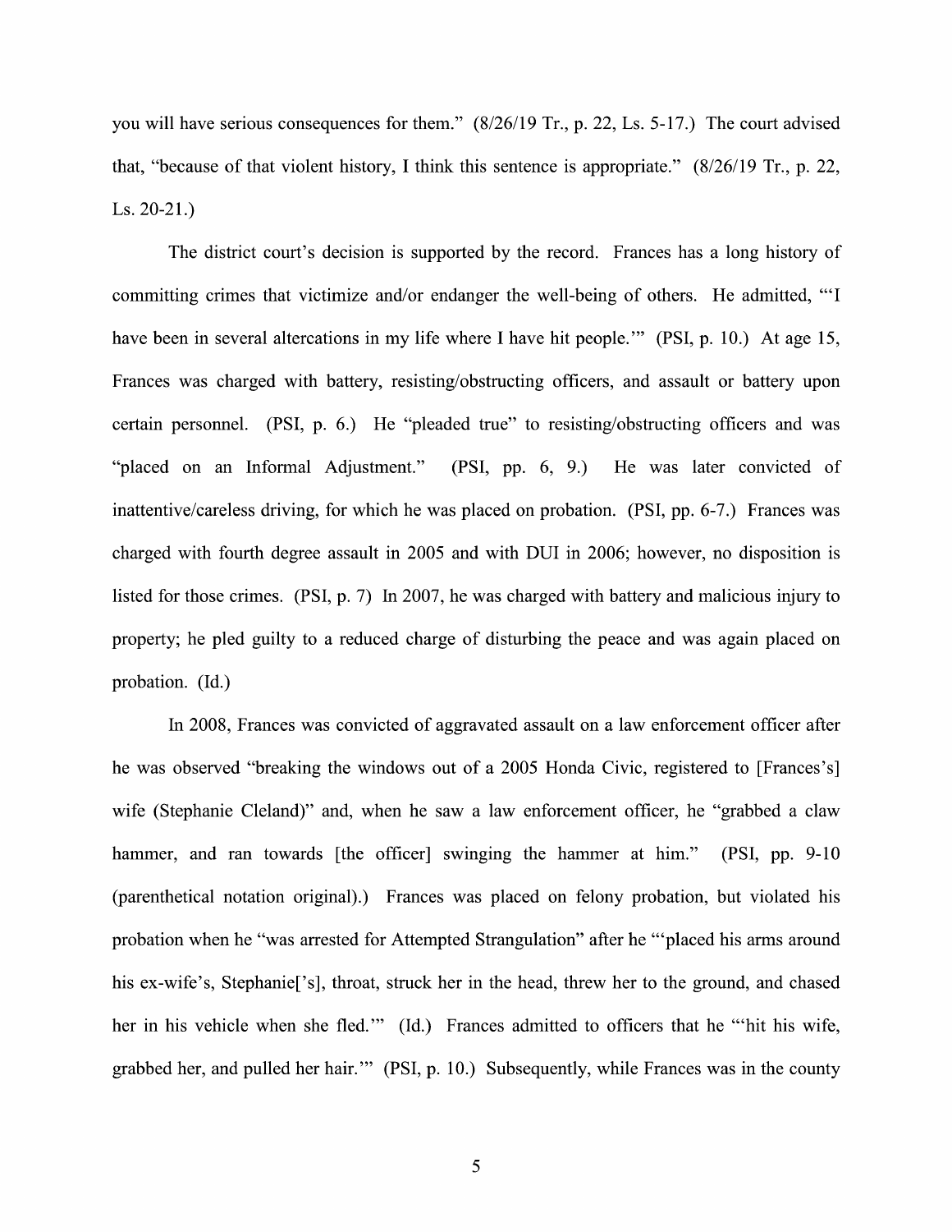you will have serious consequences for them." (8/26/19 Tr., p. 22, Ls. 5-17.) The court advised that, "because of that violent history, I think this sentence is appropriate." (8/26/19 Tr., p. 22, Ls. 20-21.)

The district court's decision is supported by the record. Frances has a long history of committing crimes that victimize and/or endanger the well-being of others. He admitted, "'I have been in several altercations in my life where I have hit people.'" (PSI, p. 10.) At age 15, Frances was charged with battery, resisting/obstructing officers, and assault or battery upon certain personnel. (PSI, p. 6.) He "pleaded true" to resisting/obstructing officers and was "placed on an Informal Adjustment." (PSI, pp. 6, 9.) He was later convicted of inattentive/careless driving, for which he was placed on probation. (PSI, pp. 6-7.) Frances was charged with fourth degree assault in 2005 and with DUI in 2006; however, no disposition is listed for those crimes. (PSI, p. 7) In 2007, he was charged with battery and malicious injury to property; he pled guilty to a reduced charge of disturbing the peace and was again placed on probation. (Id.)

In 2008, Frances was convicted of aggravated assault on a law enforcement officer after he was observed "breaking the windows out of a 2005 Honda Civic, registered to [Frances's] wife (Stephanie Cleland)" and, when he saw a law enforcement officer, he "grabbed a claw hammer, and ran towards [the officer] swinging the hammer at him." (PSI, pp. 9-10 (parenthetical notation original).) Frances was placed on felony probation, but violated his probation when he "was arrested for Attempted Strangulation" after he "'placed his arms around his ex-wife's, Stephanie['s], throat, struck her in the head, threw her to the ground, and chased her in his vehicle when she fled.'" (Id.) Frances admitted to officers that he "'hit his wife, grabbed her, and pulled her hair.'" (PSI, p. 10.) Subsequently, while Frances was in the county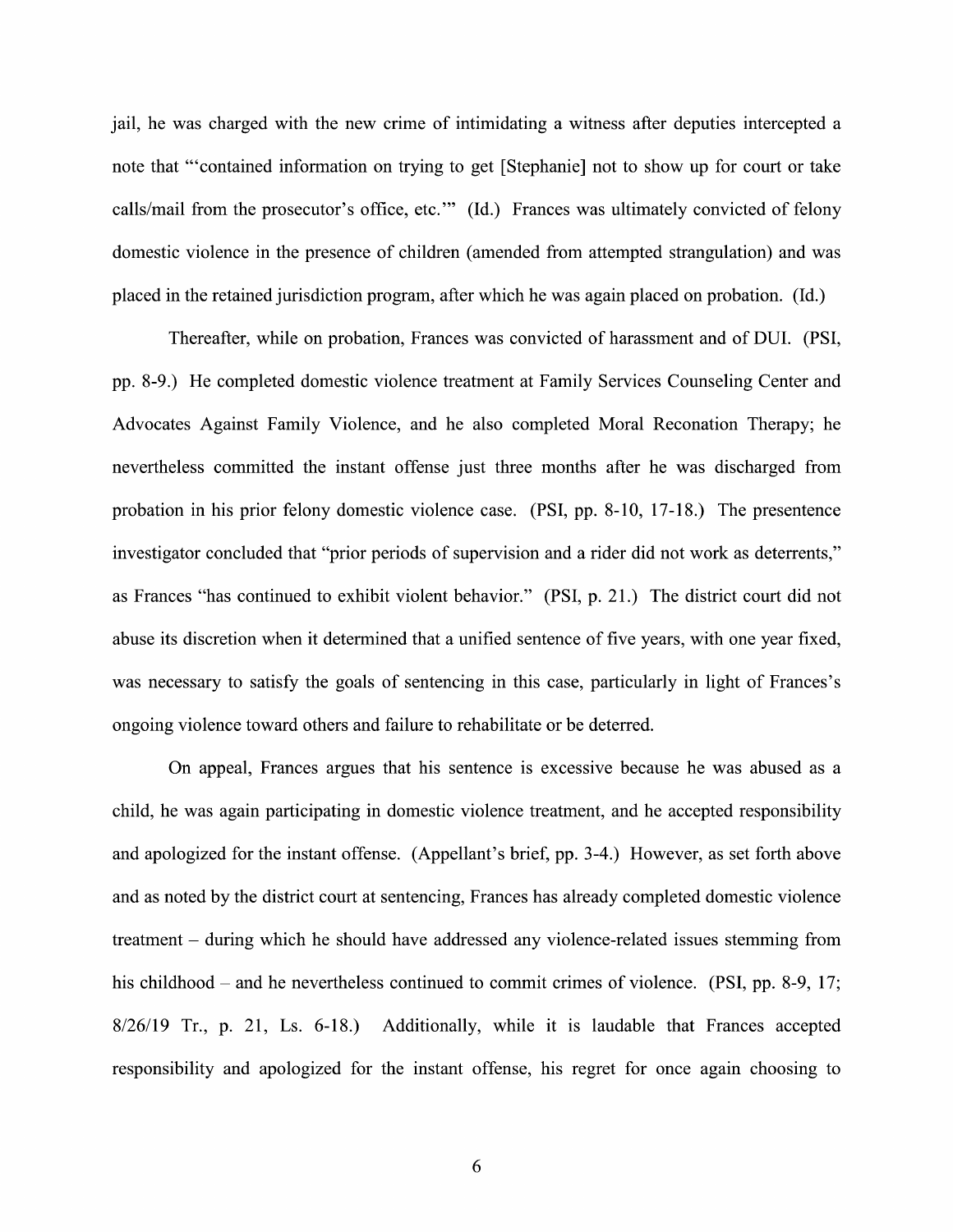jail, he was charged with the new crime of intimidating a witness after deputies intercepted a note that "'contained information on trying to get [Stephanie] not to show up for court or take calls/mail from the prosecutor's office, etc.'" (Id.) Frances was ultimately convicted of felony domestic violence in the presence of children (amended from attempted strangulation) and was placed in the retained jurisdiction program, after which he was again placed on probation. (Id.)

Thereafter, while on probation, Frances was convicted of harassment and of DUI. (PSI, pp. 8-9.) He completed domestic violence treatment at Family Services Counseling Center and Advocates Against Family Violence, and he also completed Moral Reconation Therapy; he nevertheless committed the instant offense just three months after he was discharged from probation in his prior felony domestic violence case. (PSI, pp. 8-10, 17-18.) The presentence investigator concluded that "prior periods of supervision and a rider did not work as deterrents," as Frances "has continued to exhibit violent behavior." (PSI, p. 21.) The district court did not abuse its discretion when it determined that a unified sentence of five years, with one year fixed, was necessary to satisfy the goals of sentencing in this case, particularly in light of Frances's ongoing violence toward others and failure to rehabilitate or be deterred.

On appeal, Frances argues that his sentence is excessive because he was abused as a child, he was again participating in domestic violence treatment, and he accepted responsibility and apologized for the instant offense. (Appellant's brief, pp. 3-4.) However, as set forth above and as noted by the district court at sentencing, Frances has already completed domestic violence treatment – during which he should have addressed any violence-related issues stemming from his childhood – and he nevertheless continued to commit crimes of violence. (PSI, pp. 8-9, 17; 8/26/19 Tr., p. 21, Ls. 6-18.) Additionally, while it is laudable that Frances accepted responsibility and apologized for the instant offense, his regret for once again choosing to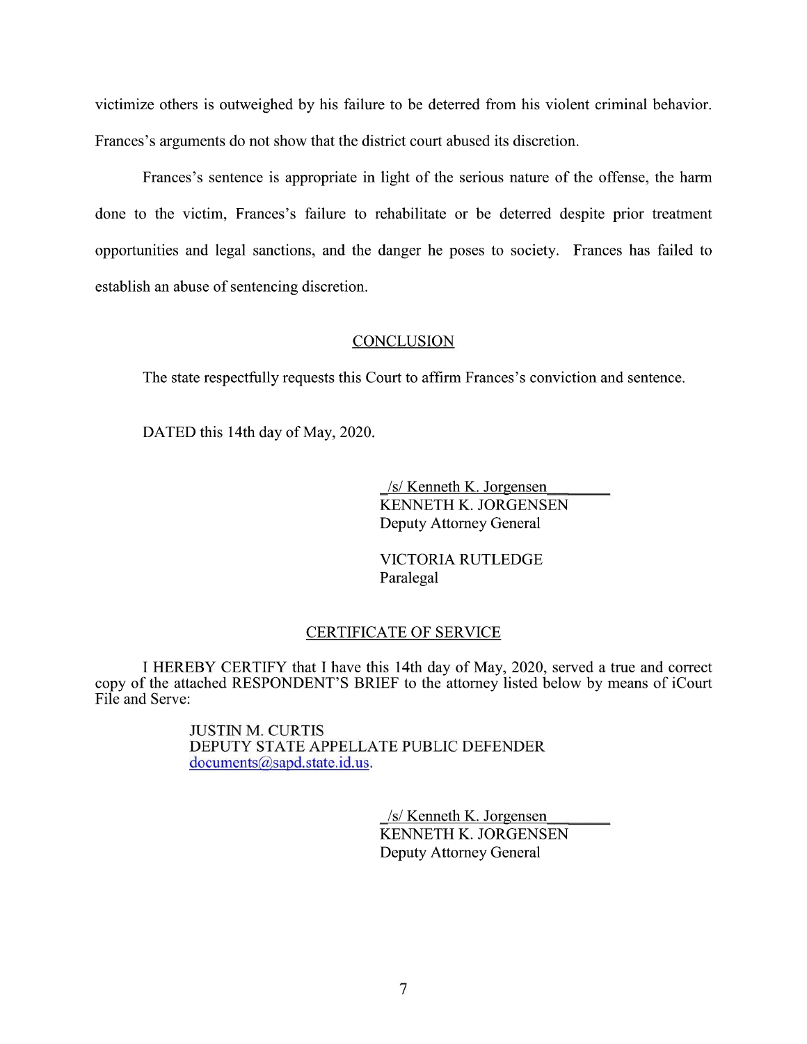victimize others is outweighed by his failure to be deterred from his violent criminal behavior. Frances's arguments do not show that the district court abused its discretion.

Frances's sentence is appropriate in light of the serious nature of the offense, the harm done to the victim, Frances's failure to rehabilitate or be deterred despite prior treatment opportunities and legal sanctions, and the danger he poses to society. Frances has failed to establish an abuse of sentencing discretion.

## CONCLUSION

The state respectfully requests this Court to affirm Frances's conviction and sentence.

DATED this 14th day of May, 2020.

/s/ Kenneth K. Jorgensen
KENNETH K. JORGENSEN
Deputy Attorney General

VICTORIA RUTLEDGE
Paralegal

## CERTIFICATE OF SERVICE

I HEREBY CERTIFY that I have this 14th day of May, 2020, served a true and correct copy of the attached RESPONDENT'S BRIEF to the attorney listed below by means of iCourt File and Serve:

JUSTIN M. CURTIS
DEPUTY STATE APPELLATE PUBLIC DEFENDER
documents@sapd.state.id.us.

/s/ Kenneth K. Jorgensen
KENNETH K. JORGENSEN
Deputy Attorney General